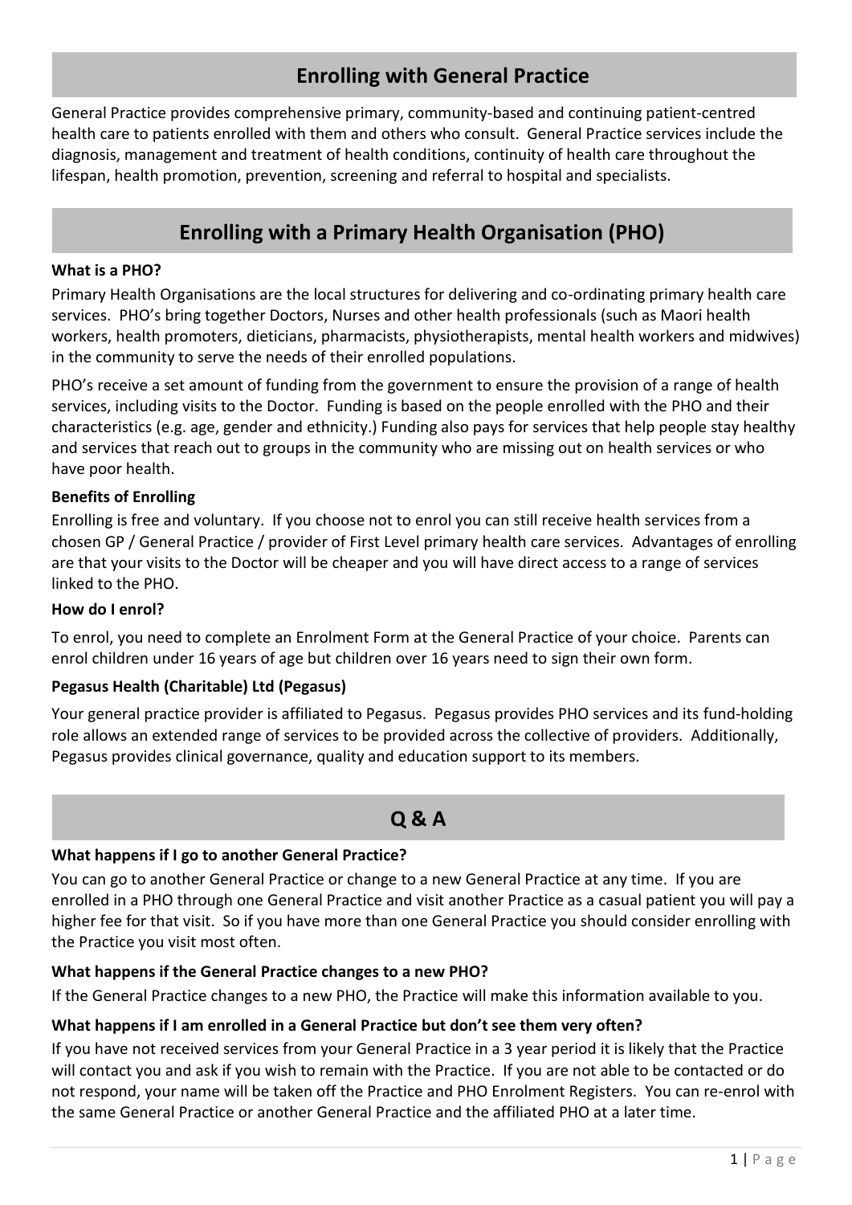## Enrolling with General Practice

General Practice provides comprehensive primary, community-based and continuing patient-centred health care to patients enrolled with them and others who consult. General Practice services include the diagnosis, management and treatment of health conditions, continuity of health care throughout the lifespan, health promotion, prevention, screening and referral to hospital and specialists.

## Enrolling with a Primary Health Organisation (PHO)

**What is a PHO?**

Primary Health Organisations are the local structures for delivering and co-ordinating primary health care services. PHO's bring together Doctors, Nurses and other health professionals (such as Maori health workers, health promoters, dieticians, pharmacists, physiotherapists, mental health workers and midwives) in the community to serve the needs of their enrolled populations.

PHO's receive a set amount of funding from the government to ensure the provision of a range of health services, including visits to the Doctor. Funding is based on the people enrolled with the PHO and their characteristics (e.g. age, gender and ethnicity.) Funding also pays for services that help people stay healthy and services that reach out to groups in the community who are missing out on health services or who have poor health.

**Benefits of Enrolling**

Enrolling is free and voluntary. If you choose not to enrol you can still receive health services from a chosen GP / General Practice / provider of First Level primary health care services. Advantages of enrolling are that your visits to the Doctor will be cheaper and you will have direct access to a range of services linked to the PHO.

**How do I enrol?**

To enrol, you need to complete an Enrolment Form at the General Practice of your choice. Parents can enrol children under 16 years of age but children over 16 years need to sign their own form.

**Pegasus Health (Charitable) Ltd (Pegasus)**

Your general practice provider is affiliated to Pegasus. Pegasus provides PHO services and its fund-holding role allows an extended range of services to be provided across the collective of providers. Additionally, Pegasus provides clinical governance, quality and education support to its members.

## Q & A

**What happens if I go to another General Practice?**

You can go to another General Practice or change to a new General Practice at any time. If you are enrolled in a PHO through one General Practice and visit another Practice as a casual patient you will pay a higher fee for that visit. So if you have more than one General Practice you should consider enrolling with the Practice you visit most often.

**What happens if the General Practice changes to a new PHO?**

If the General Practice changes to a new PHO, the Practice will make this information available to you.

**What happens if I am enrolled in a General Practice but don't see them very often?**

If you have not received services from your General Practice in a 3 year period it is likely that the Practice will contact you and ask if you wish to remain with the Practice. If you are not able to be contacted or do not respond, your name will be taken off the Practice and PHO Enrolment Registers. You can re-enrol with the same General Practice or another General Practice and the affiliated PHO at a later time.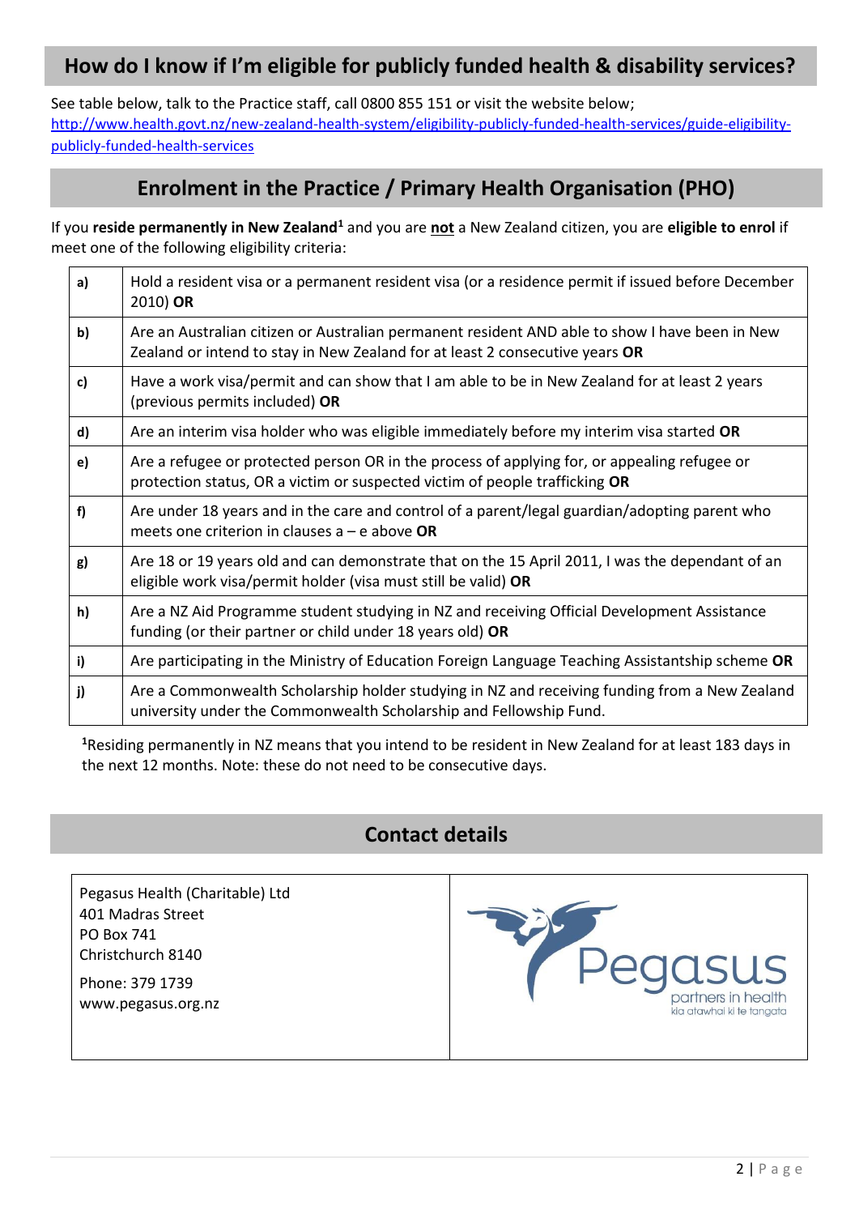## How do I know if I'm eligible for publicly funded health & disability services?

See table below, talk to the Practice staff, call 0800 855 151 or visit the website below;
http://www.health.govt.nz/new-zealand-health-system/eligibility-publicly-funded-health-services/guide-eligibility-publicly-funded-health-services

## Enrolment in the Practice / Primary Health Organisation (PHO)

If you **reside permanently in New Zealand**[1] and you are **not** a New Zealand citizen, you are **eligible to enrol** if meet one of the following eligibility criteria:

| | |
|---|---|
| **a)** | Hold a resident visa or a permanent resident visa (or a residence permit if issued before December 2010) **OR** |
| **b)** | Are an Australian citizen or Australian permanent resident AND able to show I have been in New Zealand or intend to stay in New Zealand for at least 2 consecutive years **OR** |
| **c)** | Have a work visa/permit and can show that I am able to be in New Zealand for at least 2 years (previous permits included) **OR** |
| **d)** | Are an interim visa holder who was eligible immediately before my interim visa started **OR** |
| **e)** | Are a refugee or protected person OR in the process of applying for, or appealing refugee or protection status, OR a victim or suspected victim of people trafficking **OR** |
| **f)** | Are under 18 years and in the care and control of a parent/legal guardian/adopting parent who meets one criterion in clauses a – e above **OR** |
| **g)** | Are 18 or 19 years old and can demonstrate that on the 15 April 2011, I was the dependant of an eligible work visa/permit holder (visa must still be valid) **OR** |
| **h)** | Are a NZ Aid Programme student studying in NZ and receiving Official Development Assistance funding (or their partner or child under 18 years old) **OR** |
| **i)** | Are participating in the Ministry of Education Foreign Language Teaching Assistantship scheme **OR** |
| **j)** | Are a Commonwealth Scholarship holder studying in NZ and receiving funding from a New Zealand university under the Commonwealth Scholarship and Fellowship Fund. |

[1]Residing permanently in NZ means that you intend to be resident in New Zealand for at least 183 days in the next 12 months. Note: these do not need to be consecutive days.

## Contact details

Pegasus Health (Charitable) Ltd
401 Madras Street
PO Box 741
Christchurch 8140

Phone: 379 1739
www.pegasus.org.nz

Pegasus
partners in health
kia atawhai ki te tangata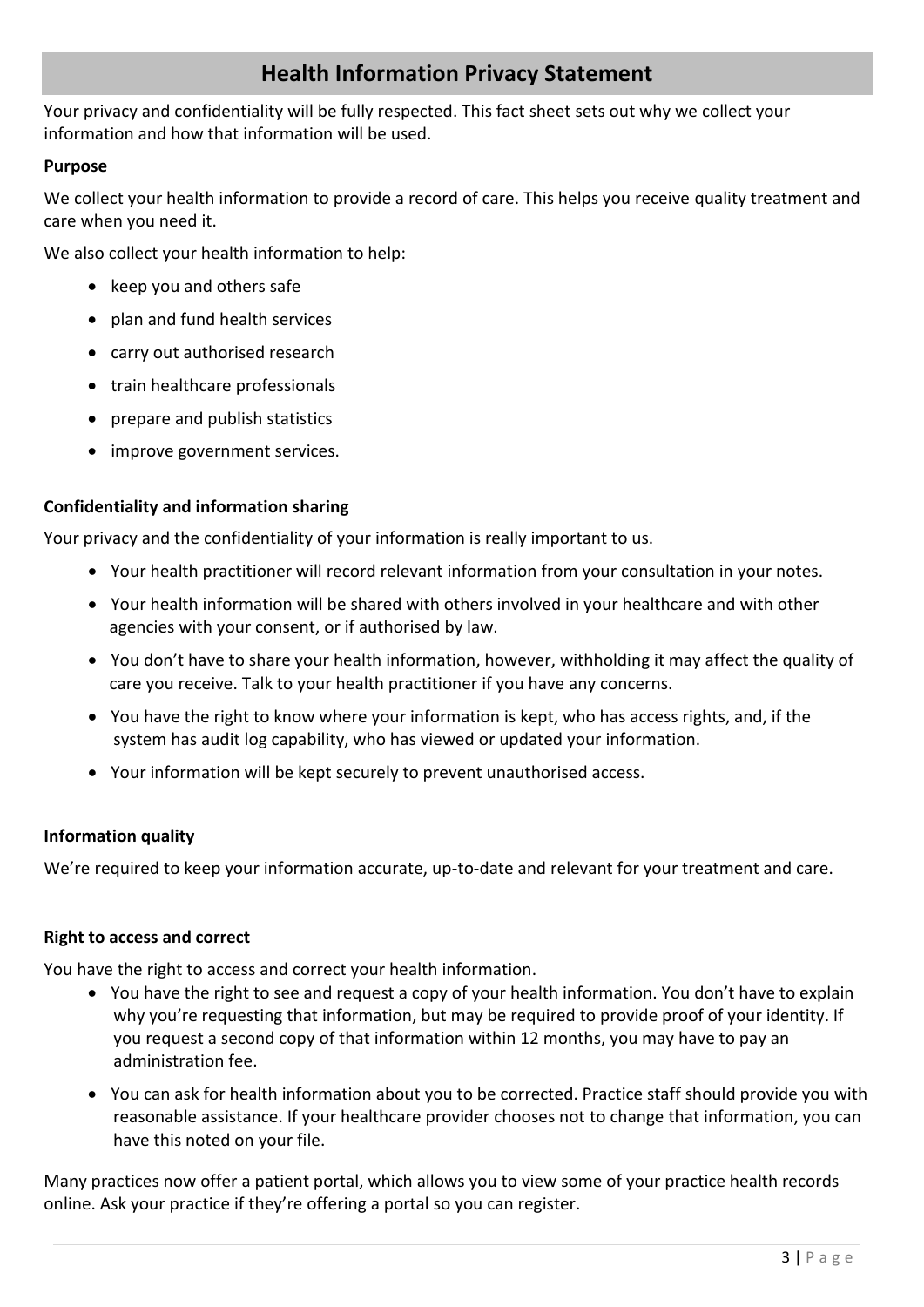# Health Information Privacy Statement

Your privacy and confidentiality will be fully respected. This fact sheet sets out why we collect your information and how that information will be used.

**Purpose**

We collect your health information to provide a record of care. This helps you receive quality treatment and care when you need it.

We also collect your health information to help:

- keep you and others safe
- plan and fund health services
- carry out authorised research
- train healthcare professionals
- prepare and publish statistics
- improve government services.

**Confidentiality and information sharing**

Your privacy and the confidentiality of your information is really important to us.

- Your health practitioner will record relevant information from your consultation in your notes.
- Your health information will be shared with others involved in your healthcare and with other agencies with your consent, or if authorised by law.
- You don't have to share your health information, however, withholding it may affect the quality of care you receive. Talk to your health practitioner if you have any concerns.
- You have the right to know where your information is kept, who has access rights, and, if the system has audit log capability, who has viewed or updated your information.
- Your information will be kept securely to prevent unauthorised access.

**Information quality**

We're required to keep your information accurate, up-to-date and relevant for your treatment and care.

**Right to access and correct**

You have the right to access and correct your health information.

- You have the right to see and request a copy of your health information. You don't have to explain why you're requesting that information, but may be required to provide proof of your identity. If you request a second copy of that information within 12 months, you may have to pay an administration fee.
- You can ask for health information about you to be corrected. Practice staff should provide you with reasonable assistance. If your healthcare provider chooses not to change that information, you can have this noted on your file.

Many practices now offer a patient portal, which allows you to view some of your practice health records online. Ask your practice if they're offering a portal so you can register.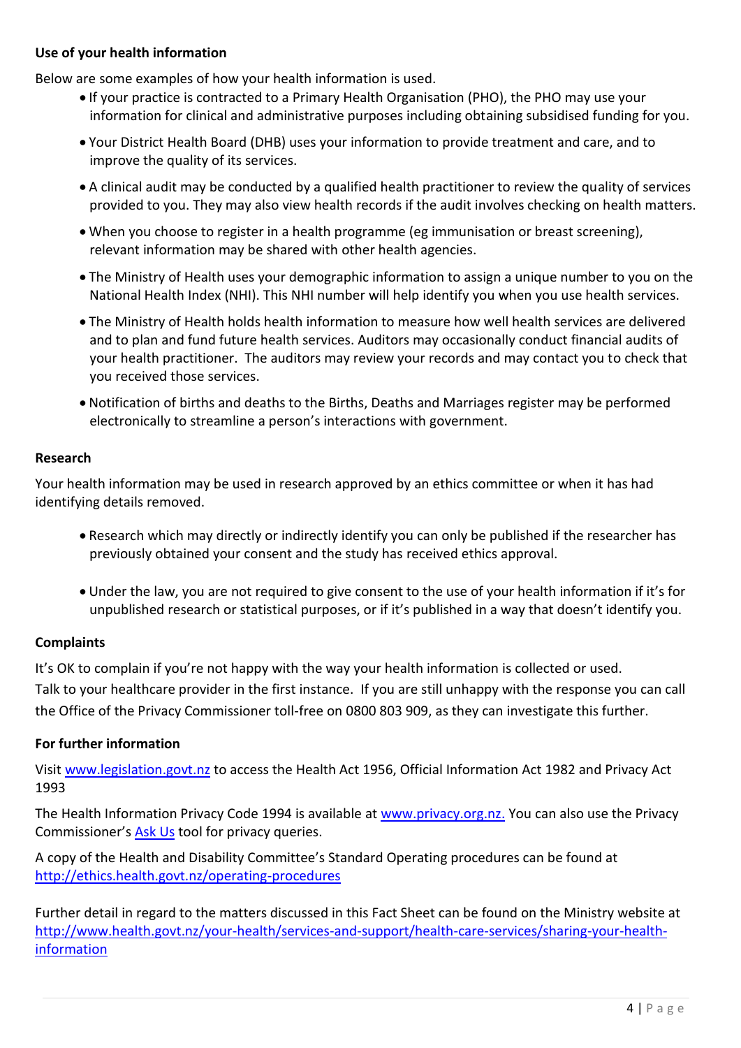**Use of your health information**

Below are some examples of how your health information is used.

- If your practice is contracted to a Primary Health Organisation (PHO), the PHO may use your information for clinical and administrative purposes including obtaining subsidised funding for you.
- Your District Health Board (DHB) uses your information to provide treatment and care, and to improve the quality of its services.
- A clinical audit may be conducted by a qualified health practitioner to review the quality of services provided to you. They may also view health records if the audit involves checking on health matters.
- When you choose to register in a health programme (eg immunisation or breast screening), relevant information may be shared with other health agencies.
- The Ministry of Health uses your demographic information to assign a unique number to you on the National Health Index (NHI). This NHI number will help identify you when you use health services.
- The Ministry of Health holds health information to measure how well health services are delivered and to plan and fund future health services. Auditors may occasionally conduct financial audits of your health practitioner. The auditors may review your records and may contact you to check that you received those services.
- Notification of births and deaths to the Births, Deaths and Marriages register may be performed electronically to streamline a person's interactions with government.

**Research**

Your health information may be used in research approved by an ethics committee or when it has had identifying details removed.

- Research which may directly or indirectly identify you can only be published if the researcher has previously obtained your consent and the study has received ethics approval.
- Under the law, you are not required to give consent to the use of your health information if it's for unpublished research or statistical purposes, or if it's published in a way that doesn't identify you.

**Complaints**

It's OK to complain if you're not happy with the way your health information is collected or used. Talk to your healthcare provider in the first instance. If you are still unhappy with the response you can call the Office of the Privacy Commissioner toll-free on 0800 803 909, as they can investigate this further.

**For further information**

Visit www.legislation.govt.nz to access the Health Act 1956, Official Information Act 1982 and Privacy Act 1993

The Health Information Privacy Code 1994 is available at www.privacy.org.nz. You can also use the Privacy Commissioner's Ask Us tool for privacy queries.

A copy of the Health and Disability Committee's Standard Operating procedures can be found at http://ethics.health.govt.nz/operating-procedures

Further detail in regard to the matters discussed in this Fact Sheet can be found on the Ministry website at http://www.health.govt.nz/your-health/services-and-support/health-care-services/sharing-your-health-information